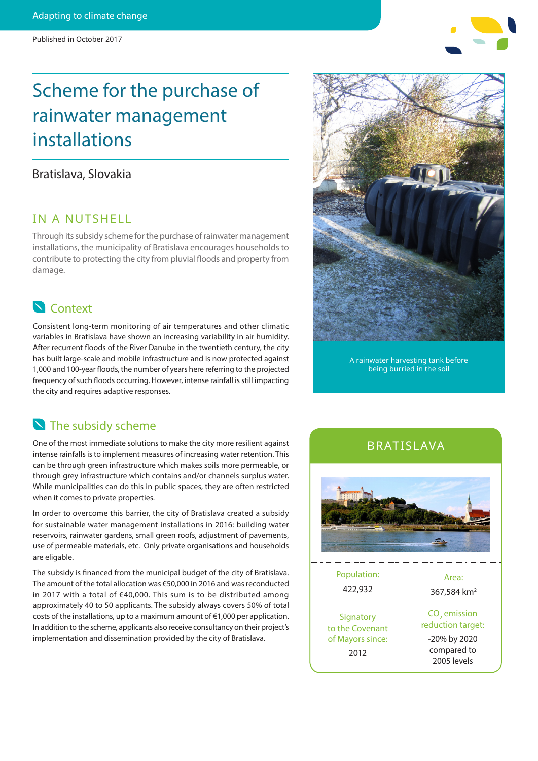Adapting to climate change

Published in October 2017

# Scheme for the purchase of rainwater management installations

Bratislava, Slovakia

## IN A NUTSHELL

Through its subsidy scheme for the purchase of rainwater management installations, the municipality of Bratislava encourages households to contribute to protecting the city from pluvial floods and property from damage.

## Context

Consistent long-term monitoring of air temperatures and other climatic variables in Bratislava have shown an increasing variability in air humidity. After recurrent floods of the River Danube in the twentieth century, the city has built large-scale and mobile infrastructure and is now protected against 1,000 and 100-year floods, the number of years here referring to the projected frequency of such floods occurring. However, intense rainfall is still impacting the city and requires adaptive responses.

## The subsidy scheme

One of the most immediate solutions to make the city more resilient against intense rainfalls is to implement measures of increasing water retention. This can be through green infrastructure which makes soils more permeable, or through grey infrastructure which contains and/or channels surplus water. While municipalities can do this in public spaces, they are often restricted when it comes to private properties.

In order to overcome this barrier, the city of Bratislava created a subsidy for sustainable water management installations in 2016: building water reservoirs, rainwater gardens, small green roofs, adjustment of pavements, use of permeable materials, etc. Only private organisations and households are eligable.

The subsidy is financed from the municipal budget of the city of Bratislava. The amount of the total allocation was €50,000 in 2016 and was reconducted in 2017 with a total of €40,000. This sum is to be distributed among approximately 40 to 50 applicants. The subsidy always covers 50% of total costs of the installations, up to a maximum amount of €1,000 per application. In addition to the scheme, applicants also receive consultancy on their project's implementation and dissemination provided by the city of Bratislava.

A rainwater harvesting tank before being burried in the soil

## BRATISLAVA

| Population: 422,932 | Area: 367,584 km$^2$ |
|---|---|
| Signatory to the Covenant of Mayors since: 2012 | $CO_2$ emission reduction target: -20% by 2020 compared to 2005 levels |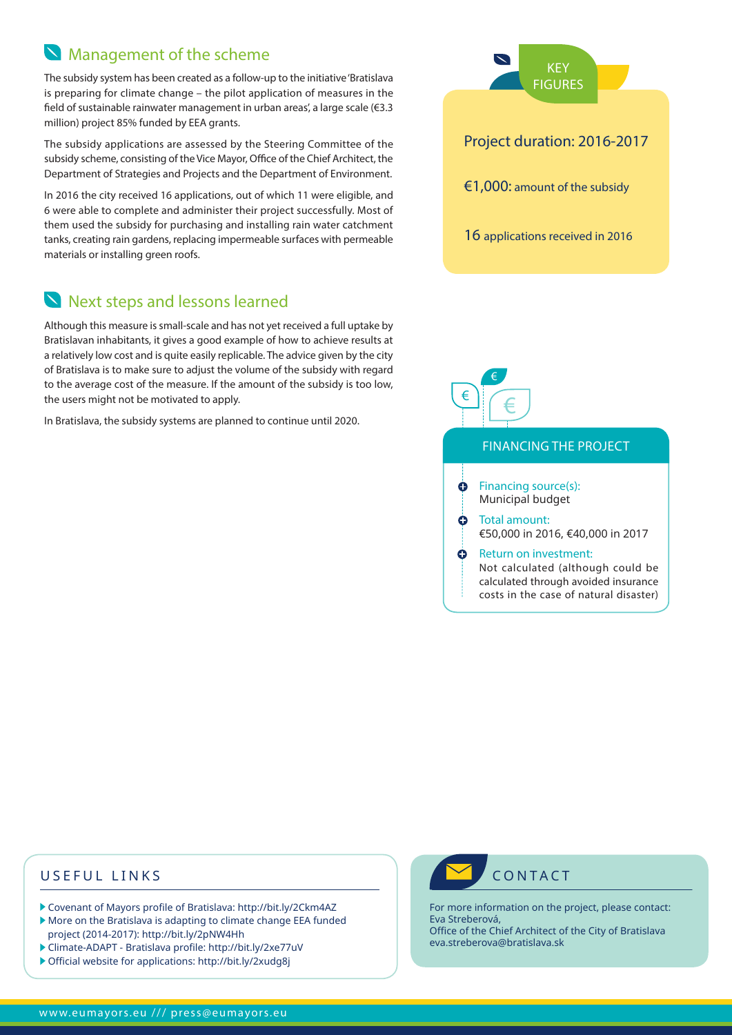## Management of the scheme

The subsidy system has been created as a follow-up to the initiative 'Bratislava is preparing for climate change – the pilot application of measures in the field of sustainable rainwater management in urban areas', a large scale (€3.3 million) project 85% funded by EEA grants.

The subsidy applications are assessed by the Steering Committee of the subsidy scheme, consisting of the Vice Mayor, Office of the Chief Architect, the Department of Strategies and Projects and the Department of Environment.

In 2016 the city received 16 applications, out of which 11 were eligible, and 6 were able to complete and administer their project successfully. Most of them used the subsidy for purchasing and installing rain water catchment tanks, creating rain gardens, replacing impermeable surfaces with permeable materials or installing green roofs.

## Next steps and lessons learned

Although this measure is small-scale and has not yet received a full uptake by Bratislavan inhabitants, it gives a good example of how to achieve results at a relatively low cost and is quite easily replicable. The advice given by the city of Bratislava is to make sure to adjust the volume of the subsidy with regard to the average cost of the measure. If the amount of the subsidy is too low, the users might not be motivated to apply.

In Bratislava, the subsidy systems are planned to continue until 2020.

### KEY FIGURES

Project duration: 2016-2017

€1,000: amount of the subsidy

16 applications received in 2016

### FINANCING THE PROJECT

- Financing source(s):
  Municipal budget
- Total amount:
  €50,000 in 2016, €40,000 in 2017
- Return on investment:
  Not calculated (although could be calculated through avoided insurance costs in the case of natural disaster)

### USEFUL LINKS

- Covenant of Mayors profile of Bratislava: http://bit.ly/2Ckm4AZ
- More on the Bratislava is adapting to climate change EEA funded project (2014-2017): http://bit.ly/2pNW4Hh
- Climate-ADAPT - Bratislava profile: http://bit.ly/2xe77uV
- Official website for applications: http://bit.ly/2xudg8j

### CONTACT

For more information on the project, please contact:
Eva Streberová,
Office of the Chief Architect of the City of Bratislava
eva.streberova@bratislava.sk

www.eumayors.eu /// press@eumayors.eu